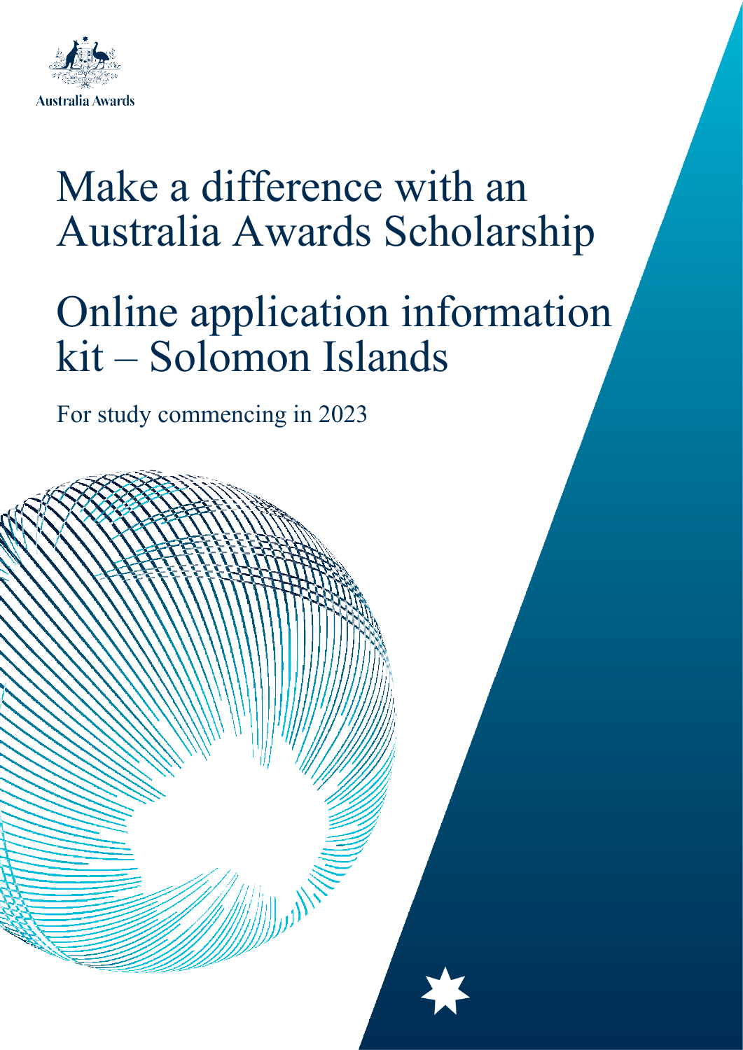Australia Awards

# Make a difference with an Australia Awards Scholarship

# Online application information kit – Solomon Islands

For study commencing in 2023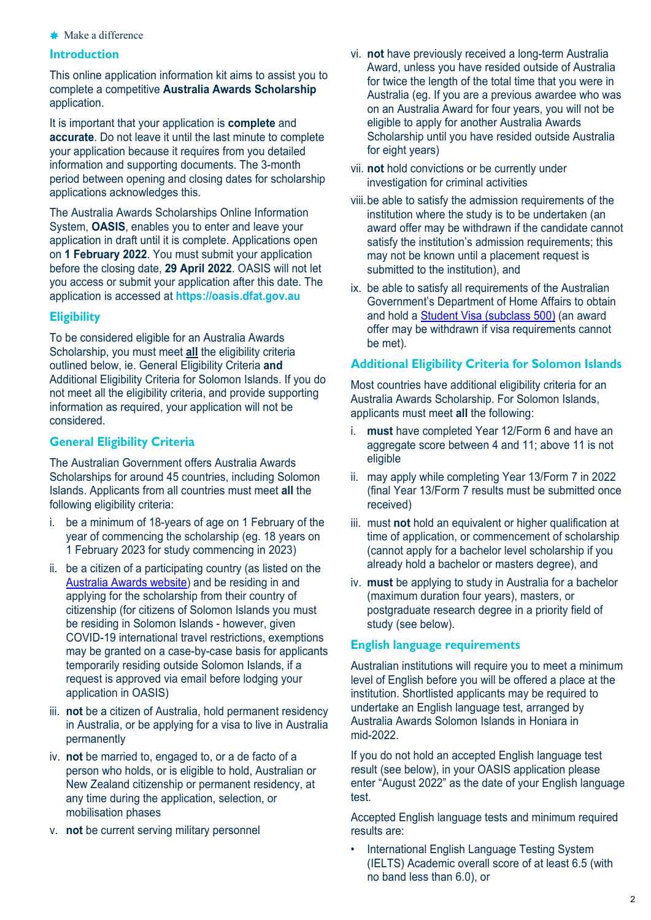## Introduction

This online application information kit aims to assist you to complete a competitive **Australia Awards Scholarship** application.

It is important that your application is **complete** and **accurate**. Do not leave it until the last minute to complete your application because it requires from you detailed information and supporting documents. The 3-month period between opening and closing dates for scholarship applications acknowledges this.

The Australia Awards Scholarships Online Information System, **OASIS**, enables you to enter and leave your application in draft until it is complete. Applications open on **1 February 2022**. You must submit your application before the closing date, **29 April 2022**. OASIS will not let you access or submit your application after this date. The application is accessed at **https://oasis.dfat.gov.au**

## Eligibility

To be considered eligible for an Australia Awards Scholarship, you must meet **all** the eligibility criteria outlined below, ie. General Eligibility Criteria **and** Additional Eligibility Criteria for Solomon Islands. If you do not meet all the eligibility criteria, and provide supporting information as required, your application will not be considered.

## General Eligibility Criteria

The Australian Government offers Australia Awards Scholarships for around 45 countries, including Solomon Islands. Applicants from all countries must meet **all** the following eligibility criteria:

i. be a minimum of 18-years of age on 1 February of the year of commencing the scholarship (eg. 18 years on 1 February 2023 for study commencing in 2023)

ii. be a citizen of a participating country (as listed on the Australia Awards website) and be residing in and applying for the scholarship from their country of citizenship (for citizens of Solomon Islands you must be residing in Solomon Islands - however, given COVID-19 international travel restrictions, exemptions may be granted on a case-by-case basis for applicants temporarily residing outside Solomon Islands, if a request is approved via email before lodging your application in OASIS)

iii. **not** be a citizen of Australia, hold permanent residency in Australia, or be applying for a visa to live in Australia permanently

iv. **not** be married to, engaged to, or a de facto of a person who holds, or is eligible to hold, Australian or New Zealand citizenship or permanent residency, at any time during the application, selection, or mobilisation phases

v. **not** be current serving military personnel

vi. **not** have previously received a long-term Australia Award, unless you have resided outside of Australia for twice the length of the total time that you were in Australia (eg. If you are a previous awardee who was on an Australia Award for four years, you will not be eligible to apply for another Australia Awards Scholarship until you have resided outside Australia for eight years)

vii. **not** hold convictions or be currently under investigation for criminal activities

viii. be able to satisfy the admission requirements of the institution where the study is to be undertaken (an award offer may be withdrawn if the candidate cannot satisfy the institution's admission requirements; this may not be known until a placement request is submitted to the institution), and

ix. be able to satisfy all requirements of the Australian Government's Department of Home Affairs to obtain and hold a Student Visa (subclass 500) (an award offer may be withdrawn if visa requirements cannot be met).

## Additional Eligibility Criteria for Solomon Islands

Most countries have additional eligibility criteria for an Australia Awards Scholarship. For Solomon Islands, applicants must meet **all** the following:

i. **must** have completed Year 12/Form 6 and have an aggregate score between 4 and 11; above 11 is not eligible

ii. may apply while completing Year 13/Form 7 in 2022 (final Year 13/Form 7 results must be submitted once received)

iii. must **not** hold an equivalent or higher qualification at time of application, or commencement of scholarship (cannot apply for a bachelor level scholarship if you already hold a bachelor or masters degree), and

iv. **must** be applying to study in Australia for a bachelor (maximum duration four years), masters, or postgraduate research degree in a priority field of study (see below).

## English language requirements

Australian institutions will require you to meet a minimum level of English before you will be offered a place at the institution. Shortlisted applicants may be required to undertake an English language test, arranged by Australia Awards Solomon Islands in Honiara in mid-2022.

If you do not hold an accepted English language test result (see below), in your OASIS application please enter "August 2022" as the date of your English language test.

Accepted English language tests and minimum required results are:

- International English Language Testing System (IELTS) Academic overall score of at least 6.5 (with no band less than 6.0), or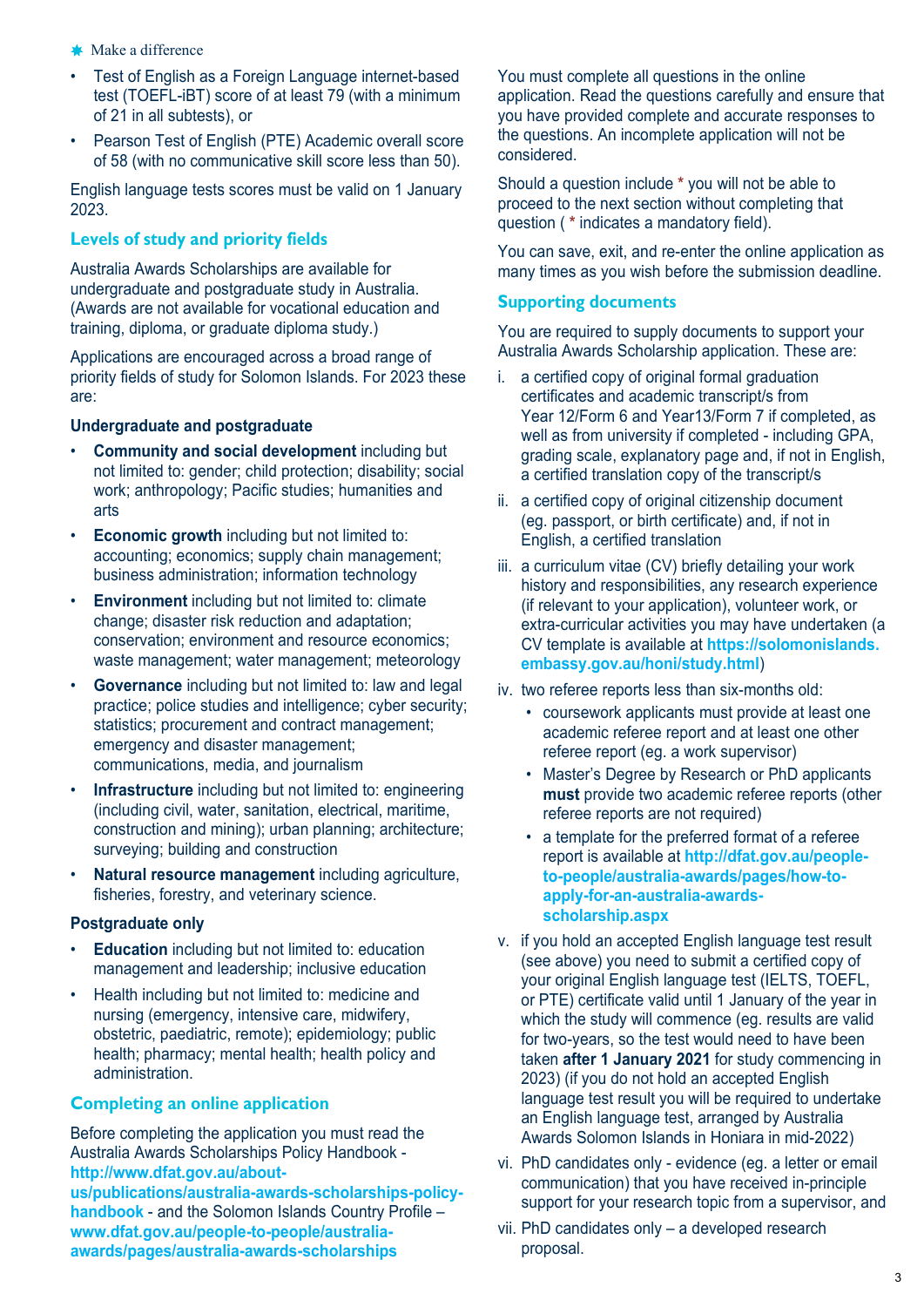- Test of English as a Foreign Language internet-based test (TOEFL-iBT) score of at least 79 (with a minimum of 21 in all subtests), or
- Pearson Test of English (PTE) Academic overall score of 58 (with no communicative skill score less than 50).

English language tests scores must be valid on 1 January 2023.

## Levels of study and priority fields

Australia Awards Scholarships are available for undergraduate and postgraduate study in Australia. (Awards are not available for vocational education and training, diploma, or graduate diploma study.)

Applications are encouraged across a broad range of priority fields of study for Solomon Islands. For 2023 these are:

### Undergraduate and postgraduate

- **Community and social development** including but not limited to: gender; child protection; disability; social work; anthropology; Pacific studies; humanities and arts
- **Economic growth** including but not limited to: accounting; economics; supply chain management; business administration; information technology
- **Environment** including but not limited to: climate change; disaster risk reduction and adaptation; conservation; environment and resource economics; waste management; water management; meteorology
- **Governance** including but not limited to: law and legal practice; police studies and intelligence; cyber security; statistics; procurement and contract management; emergency and disaster management; communications, media, and journalism
- **Infrastructure** including but not limited to: engineering (including civil, water, sanitation, electrical, maritime, construction and mining); urban planning; architecture; surveying; building and construction
- **Natural resource management** including agriculture, fisheries, forestry, and veterinary science.

### Postgraduate only

- **Education** including but not limited to: education management and leadership; inclusive education
- Health including but not limited to: medicine and nursing (emergency, intensive care, midwifery, obstetric, paediatric, remote); epidemiology; public health; pharmacy; mental health; health policy and administration.

## Completing an online application

Before completing the application you must read the Australia Awards Scholarships Policy Handbook - **http://www.dfat.gov.au/about-us/publications/australia-awards-scholarships-policy-handbook** - and the Solomon Islands Country Profile – **www.dfat.gov.au/people-to-people/australia-awards/pages/australia-awards-scholarships**

You must complete all questions in the online application. Read the questions carefully and ensure that you have provided complete and accurate responses to the questions. An incomplete application will not be considered.

Should a question include * you will not be able to proceed to the next section without completing that question ( * indicates a mandatory field).

You can save, exit, and re-enter the online application as many times as you wish before the submission deadline.

## Supporting documents

You are required to supply documents to support your Australia Awards Scholarship application. These are:

i. a certified copy of original formal graduation certificates and academic transcript/s from Year 12/Form 6 and Year13/Form 7 if completed, as well as from university if completed - including GPA, grading scale, explanatory page and, if not in English, a certified translation copy of the transcript/s

ii. a certified copy of original citizenship document (eg. passport, or birth certificate) and, if not in English, a certified translation

iii. a curriculum vitae (CV) briefly detailing your work history and responsibilities, any research experience (if relevant to your application), volunteer work, or extra-curricular activities you may have undertaken (a CV template is available at **https://solomonislands.embassy.gov.au/honi/study.html**)

iv. two referee reports less than six-months old:
   - coursework applicants must provide at least one academic referee report and at least one other referee report (eg. a work supervisor)
   - Master's Degree by Research or PhD applicants **must** provide two academic referee reports (other referee reports are not required)
   - a template for the preferred format of a referee report is available at **http://dfat.gov.au/people-to-people/australia-awards/pages/how-to-apply-for-an-australia-awards-scholarship.aspx**

v. if you hold an accepted English language test result (see above) you need to submit a certified copy of your original English language test (IELTS, TOEFL, or PTE) certificate valid until 1 January of the year in which the study will commence (eg. results are valid for two-years, so the test would need to have been taken **after 1 January 2021** for study commencing in 2023) (if you do not hold an accepted English language test result you will be required to undertake an English language test, arranged by Australia Awards Solomon Islands in Honiara in mid-2022)

vi. PhD candidates only - evidence (eg. a letter or email communication) that you have received in-principle support for your research topic from a supervisor, and

vii. PhD candidates only – a developed research proposal.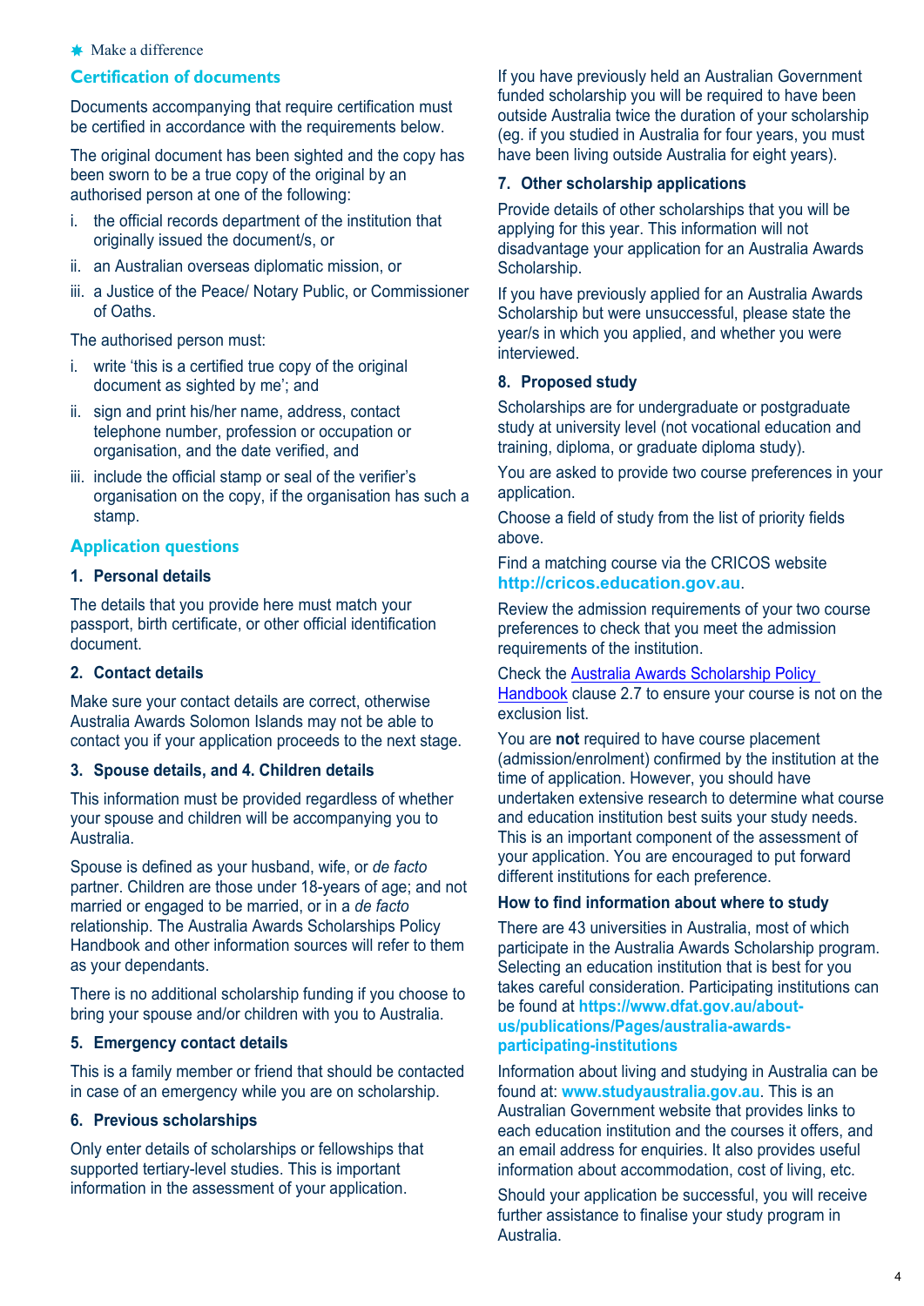## Certification of documents

Documents accompanying that require certification must be certified in accordance with the requirements below.

The original document has been sighted and the copy has been sworn to be a true copy of the original by an authorised person at one of the following:

i. the official records department of the institution that originally issued the document/s, or
ii. an Australian overseas diplomatic mission, or
iii. a Justice of the Peace/ Notary Public, or Commissioner of Oaths.

The authorised person must:

i. write 'this is a certified true copy of the original document as sighted by me'; and
ii. sign and print his/her name, address, contact telephone number, profession or occupation or organisation, and the date verified, and
iii. include the official stamp or seal of the verifier's organisation on the copy, if the organisation has such a stamp.

## Application questions

### 1. Personal details

The details that you provide here must match your passport, birth certificate, or other official identification document.

### 2. Contact details

Make sure your contact details are correct, otherwise Australia Awards Solomon Islands may not be able to contact you if your application proceeds to the next stage.

### 3. Spouse details, and 4. Children details

This information must be provided regardless of whether your spouse and children will be accompanying you to Australia.

Spouse is defined as your husband, wife, or *de facto* partner. Children are those under 18-years of age; and not married or engaged to be married, or in a *de facto* relationship. The Australia Awards Scholarships Policy Handbook and other information sources will refer to them as your dependants.

There is no additional scholarship funding if you choose to bring your spouse and/or children with you to Australia.

### 5. Emergency contact details

This is a family member or friend that should be contacted in case of an emergency while you are on scholarship.

### 6. Previous scholarships

Only enter details of scholarships or fellowships that supported tertiary-level studies. This is important information in the assessment of your application.

If you have previously held an Australian Government funded scholarship you will be required to have been outside Australia twice the duration of your scholarship (eg. if you studied in Australia for four years, you must have been living outside Australia for eight years).

### 7. Other scholarship applications

Provide details of other scholarships that you will be applying for this year. This information will not disadvantage your application for an Australia Awards Scholarship.

If you have previously applied for an Australia Awards Scholarship but were unsuccessful, please state the year/s in which you applied, and whether you were interviewed.

### 8. Proposed study

Scholarships are for undergraduate or postgraduate study at university level (not vocational education and training, diploma, or graduate diploma study).

You are asked to provide two course preferences in your application.

Choose a field of study from the list of priority fields above.

Find a matching course via the CRICOS website **http://cricos.education.gov.au**.

Review the admission requirements of your two course preferences to check that you meet the admission requirements of the institution.

Check the Australia Awards Scholarship Policy Handbook clause 2.7 to ensure your course is not on the exclusion list.

You are **not** required to have course placement (admission/enrolment) confirmed by the institution at the time of application. However, you should have undertaken extensive research to determine what course and education institution best suits your study needs. This is an important component of the assessment of your application. You are encouraged to put forward different institutions for each preference.

### How to find information about where to study

There are 43 universities in Australia, most of which participate in the Australia Awards Scholarship program. Selecting an education institution that is best for you takes careful consideration. Participating institutions can be found at **https://www.dfat.gov.au/about-us/publications/Pages/australia-awards-participating-institutions**

Information about living and studying in Australia can be found at: **www.studyaustralia.gov.au**. This is an Australian Government website that provides links to each education institution and the courses it offers, and an email address for enquiries. It also provides useful information about accommodation, cost of living, etc.

Should your application be successful, you will receive further assistance to finalise your study program in Australia.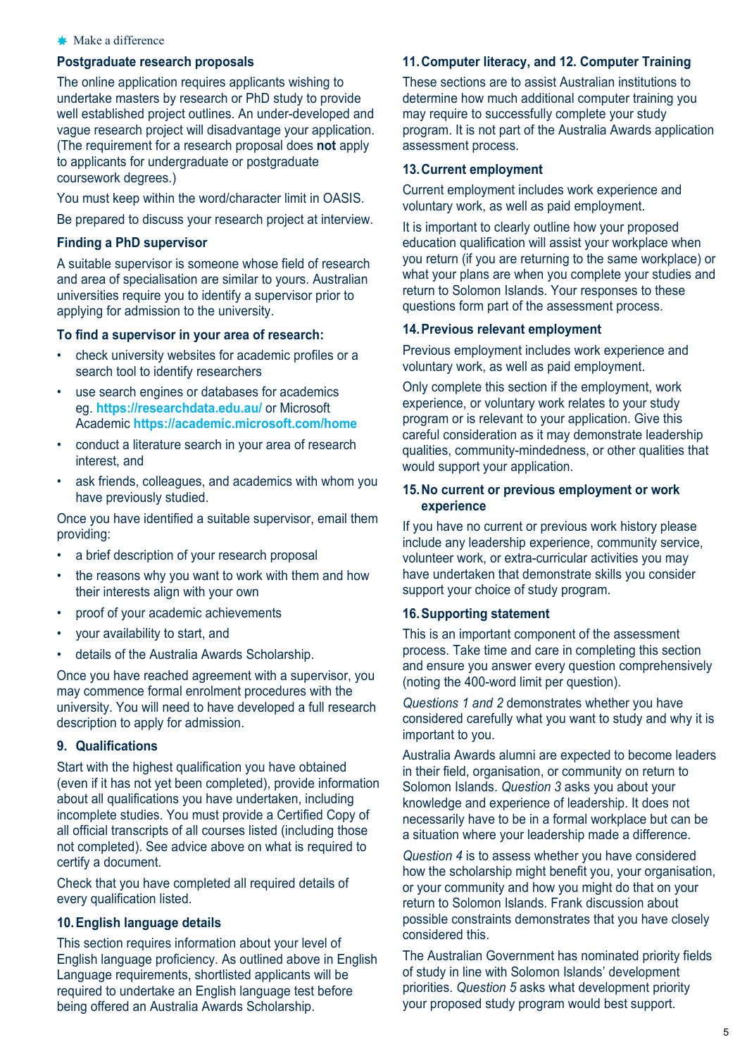### Postgraduate research proposals

The online application requires applicants wishing to undertake masters by research or PhD study to provide well established project outlines. An under-developed and vague research project will disadvantage your application. (The requirement for a research proposal does **not** apply to applicants for undergraduate or postgraduate coursework degrees.)

You must keep within the word/character limit in OASIS.

Be prepared to discuss your research project at interview.

### Finding a PhD supervisor

A suitable supervisor is someone whose field of research and area of specialisation are similar to yours. Australian universities require you to identify a supervisor prior to applying for admission to the university.

### To find a supervisor in your area of research:

- check university websites for academic profiles or a search tool to identify researchers
- use search engines or databases for academics eg. **https://researchdata.edu.au/** or Microsoft Academic **https://academic.microsoft.com/home**
- conduct a literature search in your area of research interest, and
- ask friends, colleagues, and academics with whom you have previously studied.

Once you have identified a suitable supervisor, email them providing:

- a brief description of your research proposal
- the reasons why you want to work with them and how their interests align with your own
- proof of your academic achievements
- your availability to start, and
- details of the Australia Awards Scholarship.

Once you have reached agreement with a supervisor, you may commence formal enrolment procedures with the university. You will need to have developed a full research description to apply for admission.

### 9. Qualifications

Start with the highest qualification you have obtained (even if it has not yet been completed), provide information about all qualifications you have undertaken, including incomplete studies. You must provide a Certified Copy of all official transcripts of all courses listed (including those not completed). See advice above on what is required to certify a document.

Check that you have completed all required details of every qualification listed.

### 10. English language details

This section requires information about your level of English language proficiency. As outlined above in English Language requirements, shortlisted applicants will be required to undertake an English language test before being offered an Australia Awards Scholarship.

### 11. Computer literacy, and 12. Computer Training

These sections are to assist Australian institutions to determine how much additional computer training you may require to successfully complete your study program. It is not part of the Australia Awards application assessment process.

### 13. Current employment

Current employment includes work experience and voluntary work, as well as paid employment.

It is important to clearly outline how your proposed education qualification will assist your workplace when you return (if you are returning to the same workplace) or what your plans are when you complete your studies and return to Solomon Islands. Your responses to these questions form part of the assessment process.

### 14. Previous relevant employment

Previous employment includes work experience and voluntary work, as well as paid employment.

Only complete this section if the employment, work experience, or voluntary work relates to your study program or is relevant to your application. Give this careful consideration as it may demonstrate leadership qualities, community-mindedness, or other qualities that would support your application.

### 15. No current or previous employment or work experience

If you have no current or previous work history please include any leadership experience, community service, volunteer work, or extra-curricular activities you may have undertaken that demonstrate skills you consider support your choice of study program.

### 16. Supporting statement

This is an important component of the assessment process. Take time and care in completing this section and ensure you answer every question comprehensively (noting the 400-word limit per question).

*Questions 1 and 2* demonstrates whether you have considered carefully what you want to study and why it is important to you.

Australia Awards alumni are expected to become leaders in their field, organisation, or community on return to Solomon Islands. *Question 3* asks you about your knowledge and experience of leadership. It does not necessarily have to be in a formal workplace but can be a situation where your leadership made a difference.

*Question 4* is to assess whether you have considered how the scholarship might benefit you, your organisation, or your community and how you might do that on your return to Solomon Islands. Frank discussion about possible constraints demonstrates that you have closely considered this.

The Australian Government has nominated priority fields of study in line with Solomon Islands' development priorities. *Question 5* asks what development priority your proposed study program would best support.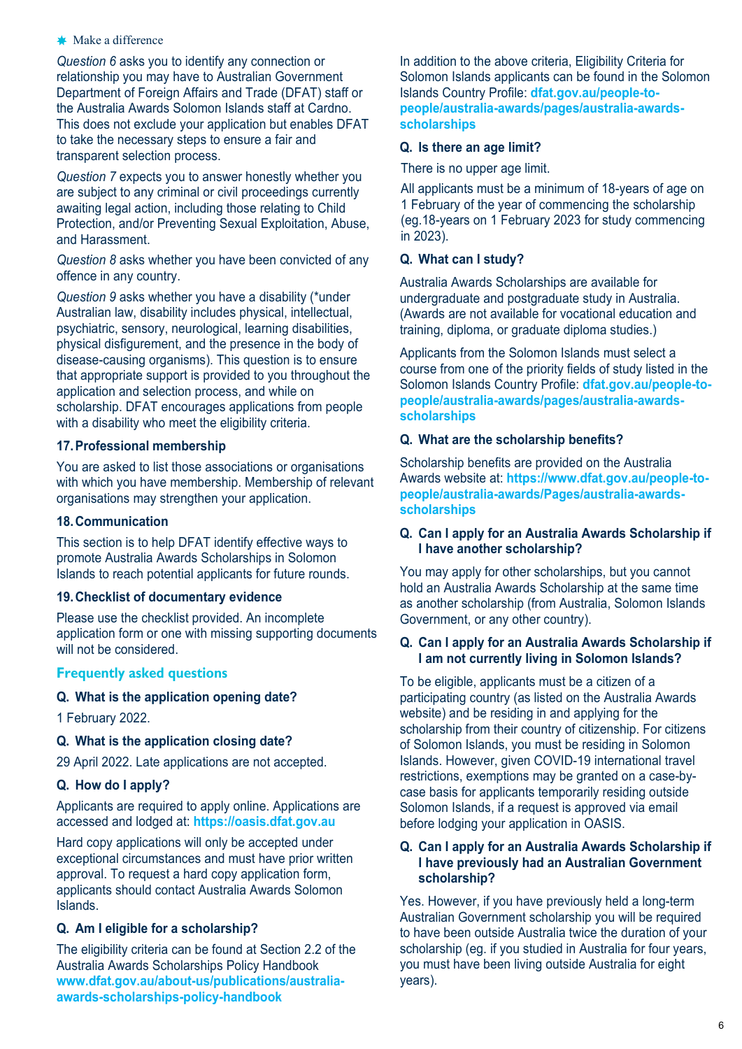*Question 6* asks you to identify any connection or relationship you may have to Australian Government Department of Foreign Affairs and Trade (DFAT) staff or the Australia Awards Solomon Islands staff at Cardno. This does not exclude your application but enables DFAT to take the necessary steps to ensure a fair and transparent selection process.

*Question 7* expects you to answer honestly whether you are subject to any criminal or civil proceedings currently awaiting legal action, including those relating to Child Protection, and/or Preventing Sexual Exploitation, Abuse, and Harassment.

*Question 8* asks whether you have been convicted of any offence in any country.

*Question 9* asks whether you have a disability (*under Australian law, disability includes physical, intellectual, psychiatric, sensory, neurological, learning disabilities, physical disfigurement, and the presence in the body of disease-causing organisms). This question is to ensure that appropriate support is provided to you throughout the application and selection process, and while on scholarship. DFAT encourages applications from people with a disability who meet the eligibility criteria.

### 17. Professional membership

You are asked to list those associations or organisations with which you have membership. Membership of relevant organisations may strengthen your application.

### 18. Communication

This section is to help DFAT identify effective ways to promote Australia Awards Scholarships in Solomon Islands to reach potential applicants for future rounds.

### 19. Checklist of documentary evidence

Please use the checklist provided. An incomplete application form or one with missing supporting documents will not be considered.

## Frequently asked questions

**Q. What is the application opening date?**

1 February 2022.

**Q. What is the application closing date?**

29 April 2022. Late applications are not accepted.

**Q. How do I apply?**

Applicants are required to apply online. Applications are accessed and lodged at: **https://oasis.dfat.gov.au**

Hard copy applications will only be accepted under exceptional circumstances and must have prior written approval. To request a hard copy application form, applicants should contact Australia Awards Solomon Islands.

**Q. Am I eligible for a scholarship?**

The eligibility criteria can be found at Section 2.2 of the Australia Awards Scholarships Policy Handbook **www.dfat.gov.au/about-us/publications/australia-awards-scholarships-policy-handbook**

In addition to the above criteria, Eligibility Criteria for Solomon Islands applicants can be found in the Solomon Islands Country Profile: **dfat.gov.au/people-to-people/australia-awards/pages/australia-awards-scholarships**

**Q. Is there an age limit?**

There is no upper age limit.

All applicants must be a minimum of 18-years of age on 1 February of the year of commencing the scholarship (eg.18-years on 1 February 2023 for study commencing in 2023).

**Q. What can I study?**

Australia Awards Scholarships are available for undergraduate and postgraduate study in Australia. (Awards are not available for vocational education and training, diploma, or graduate diploma studies.)

Applicants from the Solomon Islands must select a course from one of the priority fields of study listed in the Solomon Islands Country Profile: **dfat.gov.au/people-to-people/australia-awards/pages/australia-awards-scholarships**

**Q. What are the scholarship benefits?**

Scholarship benefits are provided on the Australia Awards website at: **https://www.dfat.gov.au/people-to-people/australia-awards/Pages/australia-awards-scholarships**

**Q. Can I apply for an Australia Awards Scholarship if I have another scholarship?**

You may apply for other scholarships, but you cannot hold an Australia Awards Scholarship at the same time as another scholarship (from Australia, Solomon Islands Government, or any other country).

**Q. Can I apply for an Australia Awards Scholarship if I am not currently living in Solomon Islands?**

To be eligible, applicants must be a citizen of a participating country (as listed on the Australia Awards website) and be residing in and applying for the scholarship from their country of citizenship. For citizens of Solomon Islands, you must be residing in Solomon Islands. However, given COVID-19 international travel restrictions, exemptions may be granted on a case-by-case basis for applicants temporarily residing outside Solomon Islands, if a request is approved via email before lodging your application in OASIS.

**Q. Can I apply for an Australia Awards Scholarship if I have previously had an Australian Government scholarship?**

Yes. However, if you have previously held a long-term Australian Government scholarship you will be required to have been outside Australia twice the duration of your scholarship (eg. if you studied in Australia for four years, you must have been living outside Australia for eight years).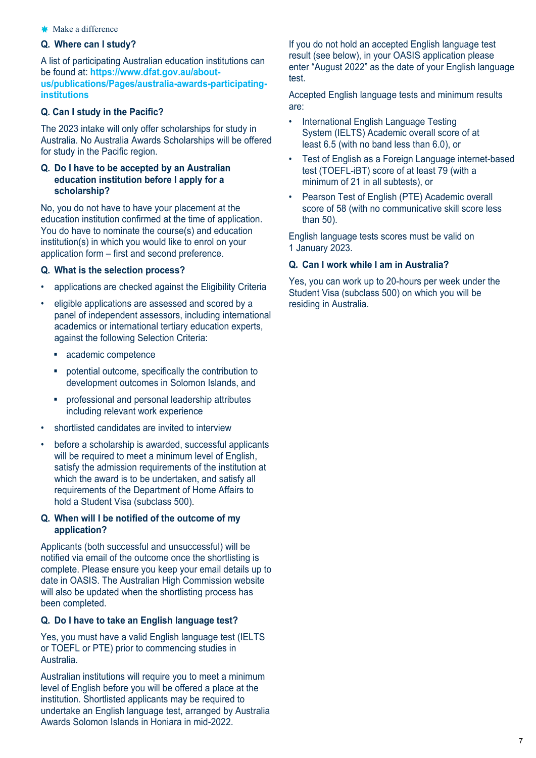### Q. Where can I study?

A list of participating Australian education institutions can be found at: **https://www.dfat.gov.au/about-us/publications/Pages/australia-awards-participating-institutions**

### Q. Can I study in the Pacific?

The 2023 intake will only offer scholarships for study in Australia. No Australia Awards Scholarships will be offered for study in the Pacific region.

### Q. Do I have to be accepted by an Australian education institution before I apply for a scholarship?

No, you do not have to have your placement at the education institution confirmed at the time of application. You do have to nominate the course(s) and education institution(s) in which you would like to enrol on your application form – first and second preference.

### Q. What is the selection process?

- applications are checked against the Eligibility Criteria
- eligible applications are assessed and scored by a panel of independent assessors, including international academics or international tertiary education experts, against the following Selection Criteria:
  - academic competence
  - potential outcome, specifically the contribution to development outcomes in Solomon Islands, and
  - professional and personal leadership attributes including relevant work experience
- shortlisted candidates are invited to interview
- before a scholarship is awarded, successful applicants will be required to meet a minimum level of English, satisfy the admission requirements of the institution at which the award is to be undertaken, and satisfy all requirements of the Department of Home Affairs to hold a Student Visa (subclass 500).

### Q. When will I be notified of the outcome of my application?

Applicants (both successful and unsuccessful) will be notified via email of the outcome once the shortlisting is complete. Please ensure you keep your email details up to date in OASIS. The Australian High Commission website will also be updated when the shortlisting process has been completed.

### Q. Do I have to take an English language test?

Yes, you must have a valid English language test (IELTS or TOEFL or PTE) prior to commencing studies in Australia.

Australian institutions will require you to meet a minimum level of English before you will be offered a place at the institution. Shortlisted applicants may be required to undertake an English language test, arranged by Australia Awards Solomon Islands in Honiara in mid-2022.

If you do not hold an accepted English language test result (see below), in your OASIS application please enter "August 2022" as the date of your English language test.

Accepted English language tests and minimum results are:

- International English Language Testing System (IELTS) Academic overall score of at least 6.5 (with no band less than 6.0), or
- Test of English as a Foreign Language internet-based test (TOEFL-iBT) score of at least 79 (with a minimum of 21 in all subtests), or
- Pearson Test of English (PTE) Academic overall score of 58 (with no communicative skill score less than 50).

English language tests scores must be valid on 1 January 2023.

### Q. Can I work while I am in Australia?

Yes, you can work up to 20-hours per week under the Student Visa (subclass 500) on which you will be residing in Australia.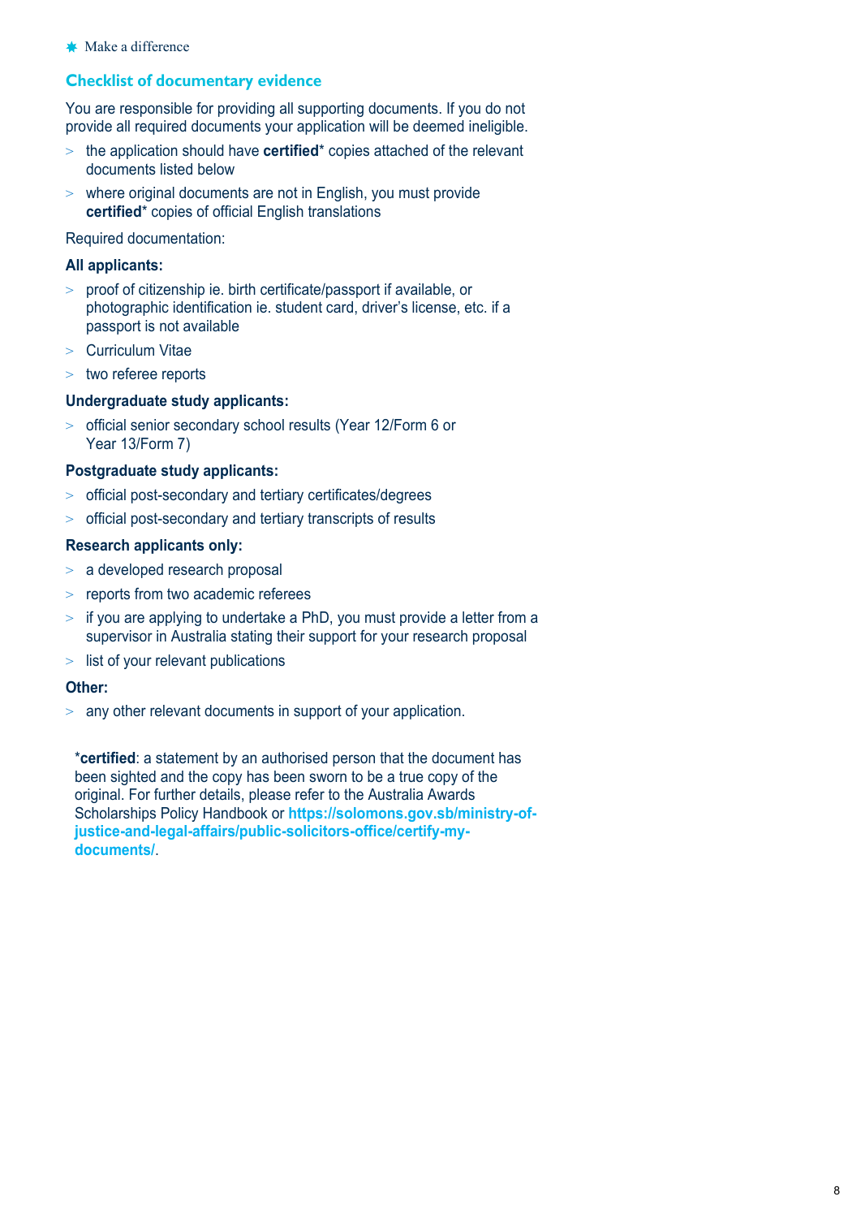## Checklist of documentary evidence

You are responsible for providing all supporting documents. If you do not provide all required documents your application will be deemed ineligible.

- the application should have **certified*** copies attached of the relevant documents listed below
- where original documents are not in English, you must provide **certified*** copies of official English translations

Required documentation:

**All applicants:**

- proof of citizenship ie. birth certificate/passport if available, or photographic identification ie. student card, driver's license, etc. if a passport is not available
- Curriculum Vitae
- two referee reports

**Undergraduate study applicants:**

- official senior secondary school results (Year 12/Form 6 or Year 13/Form 7)

**Postgraduate study applicants:**

- official post-secondary and tertiary certificates/degrees
- official post-secondary and tertiary transcripts of results

**Research applicants only:**

- a developed research proposal
- reports from two academic referees
- if you are applying to undertake a PhD, you must provide a letter from a supervisor in Australia stating their support for your research proposal
- list of your relevant publications

**Other:**

- any other relevant documents in support of your application.

***certified**: a statement by an authorised person that the document has been sighted and the copy has been sworn to be a true copy of the original. For further details, please refer to the Australia Awards Scholarships Policy Handbook or **https://solomons.gov.sb/ministry-of-justice-and-legal-affairs/public-solicitors-office/certify-my-documents/**.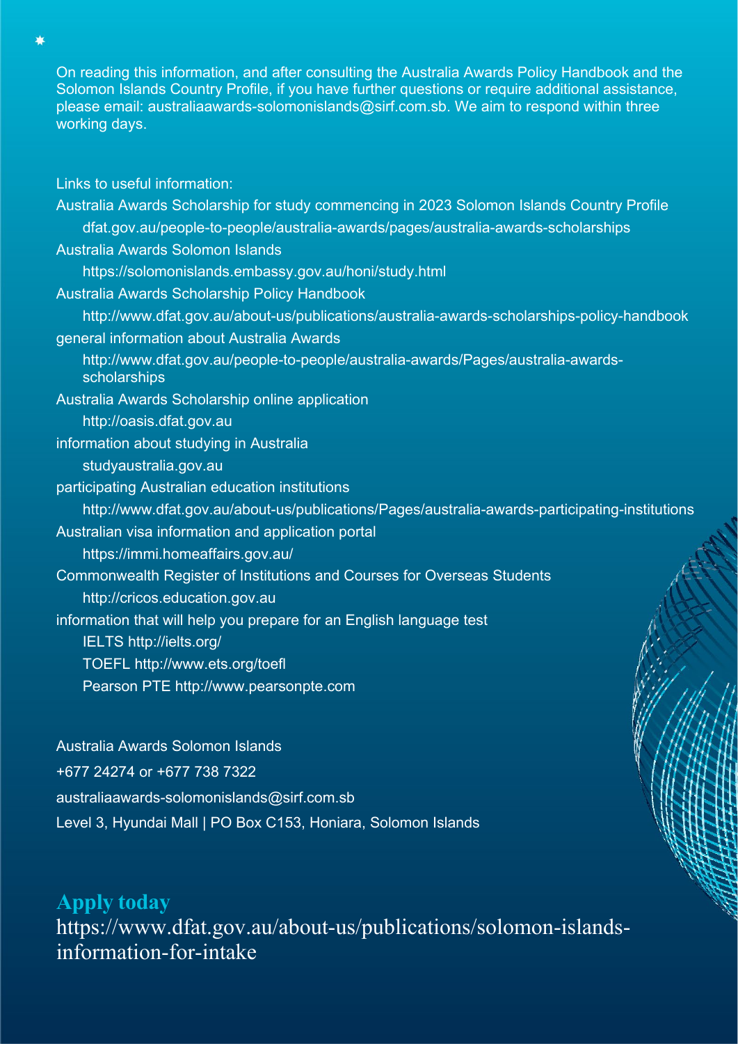On reading this information, and after consulting the Australia Awards Policy Handbook and the Solomon Islands Country Profile, if you have further questions or require additional assistance, please email: australiaawards-solomonislands@sirf.com.sb. We aim to respond within three working days.

Links to useful information:

- Australia Awards Scholarship for study commencing in 2023 Solomon Islands Country Profile
  - dfat.gov.au/people-to-people/australia-awards/pages/australia-awards-scholarships
- Australia Awards Solomon Islands
  - https://solomonislands.embassy.gov.au/honi/study.html
- Australia Awards Scholarship Policy Handbook
  - http://www.dfat.gov.au/about-us/publications/australia-awards-scholarships-policy-handbook
- general information about Australia Awards
  - http://www.dfat.gov.au/people-to-people/australia-awards/Pages/australia-awards-scholarships
- Australia Awards Scholarship online application
  - http://oasis.dfat.gov.au
- information about studying in Australia
  - studyaustralia.gov.au
- participating Australian education institutions
  - http://www.dfat.gov.au/about-us/publications/Pages/australia-awards-participating-institutions
- Australian visa information and application portal
  - https://immi.homeaffairs.gov.au/
- Commonwealth Register of Institutions and Courses for Overseas Students
  - http://cricos.education.gov.au
- information that will help you prepare for an English language test
  - IELTS http://ielts.org/
  - TOEFL http://www.ets.org/toefl
  - Pearson PTE http://www.pearsonpte.com

Australia Awards Solomon Islands

+677 24274 or +677 738 7322

australiaawards-solomonislands@sirf.com.sb

Level 3, Hyundai Mall | PO Box C153, Honiara, Solomon Islands

## Apply today

https://www.dfat.gov.au/about-us/publications/solomon-islands-information-for-intake